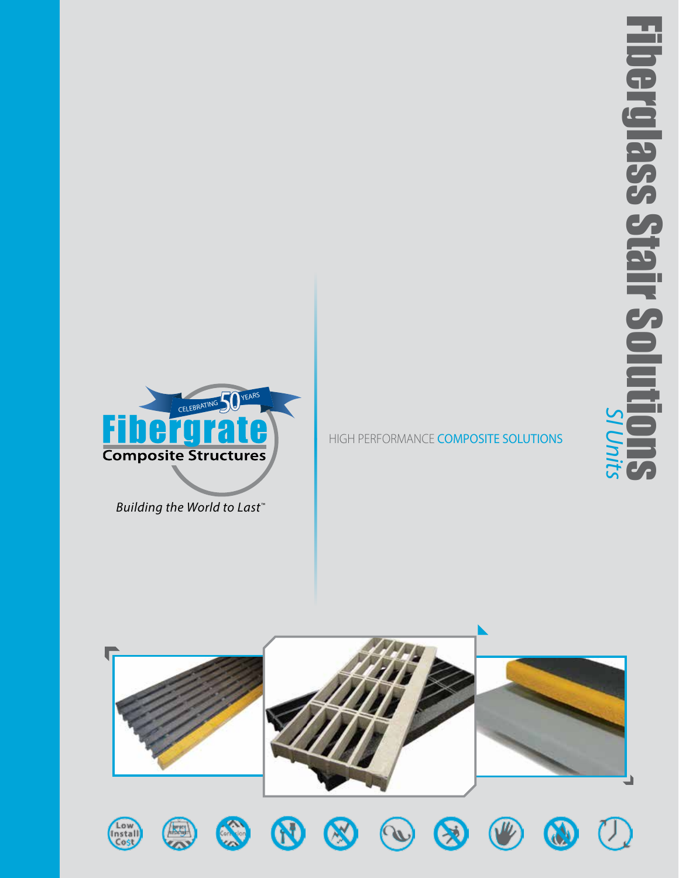# Fiberglass Stair Solutions

*SI Units*

CELEBRATING 50 YEARS

**Fibergrate**

**Composite Structures**

*Building the World to Last™*

HIGH PERFORMANCE COMPOSITE SOLUTIONS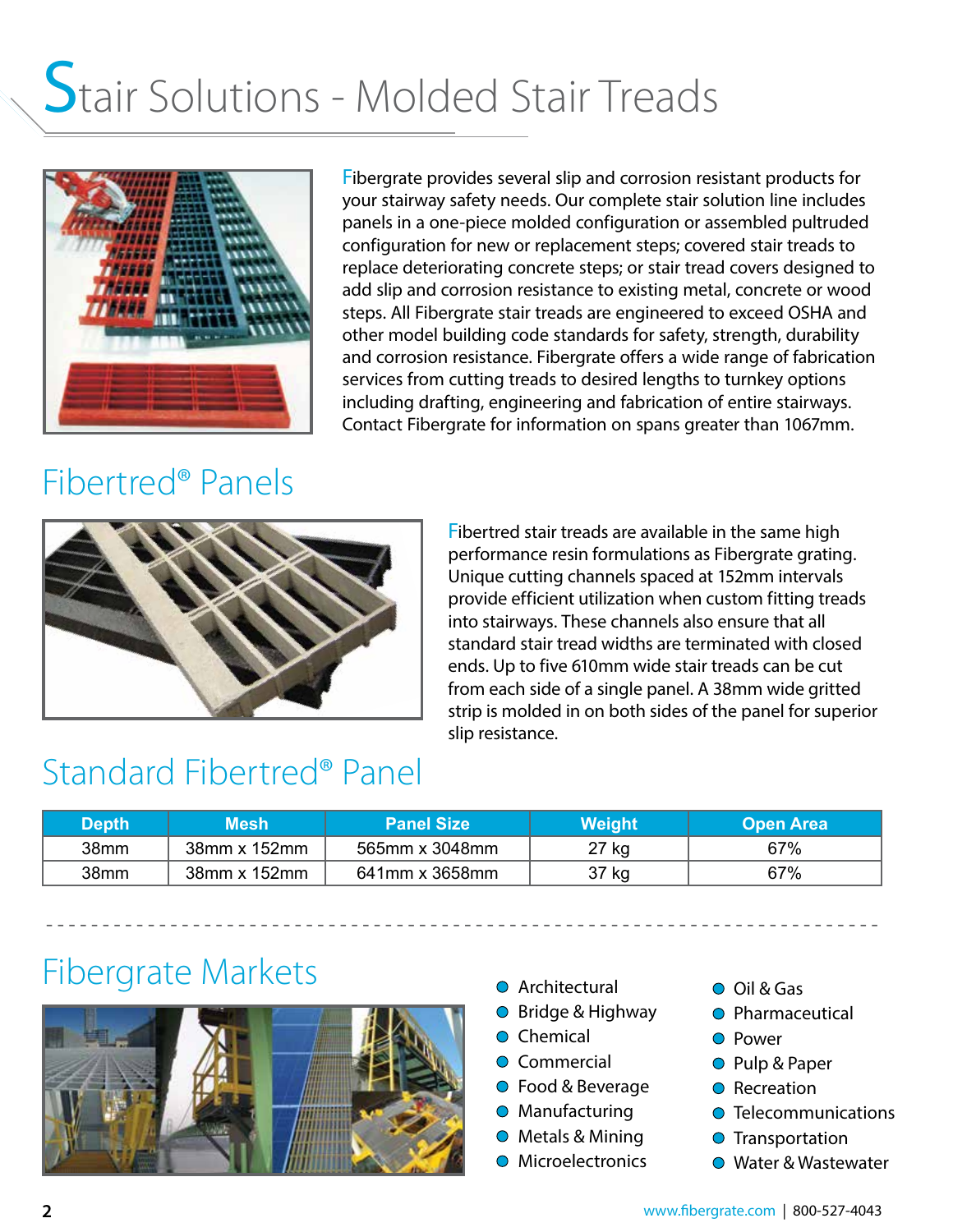# Stair Solutions - Molded Stair Treads

Fibergrate provides several slip and corrosion resistant products for your stairway safety needs. Our complete stair solution line includes panels in a one-piece molded configuration or assembled pultruded configuration for new or replacement steps; covered stair treads to replace deteriorating concrete steps; or stair tread covers designed to add slip and corrosion resistance to existing metal, concrete or wood steps. All Fibergrate stair treads are engineered to exceed OSHA and other model building code standards for safety, strength, durability and corrosion resistance. Fibergrate offers a wide range of fabrication services from cutting treads to desired lengths to turnkey options including drafting, engineering and fabrication of entire stairways. Contact Fibergrate for information on spans greater than 1067mm.

## Fibertred® Panels

Fibertred stair treads are available in the same high performance resin formulations as Fibergrate grating. Unique cutting channels spaced at 152mm intervals provide efficient utilization when custom fitting treads into stairways. These channels also ensure that all standard stair tread widths are terminated with closed ends. Up to five 610mm wide stair treads can be cut from each side of a single panel. A 38mm wide gritted strip is molded in on both sides of the panel for superior slip resistance.

## Standard Fibertred® Panel

| Depth | Mesh | Panel Size | Weight | Open Area |
|---|---|---|---|---|
| 38mm | 38mm x 152mm | 565mm x 3048mm | 27 kg | 67% |
| 38mm | 38mm x 152mm | 641mm x 3658mm | 37 kg | 67% |

## Fibergrate Markets

- Architectural
- Bridge & Highway
- Chemical
- Commercial
- Food & Beverage
- Manufacturing
- Metals & Mining
- Microelectronics
- Oil & Gas
- Pharmaceutical
- Power
- Pulp & Paper
- Recreation
- Telecommunications
- Transportation
- Water & Wastewater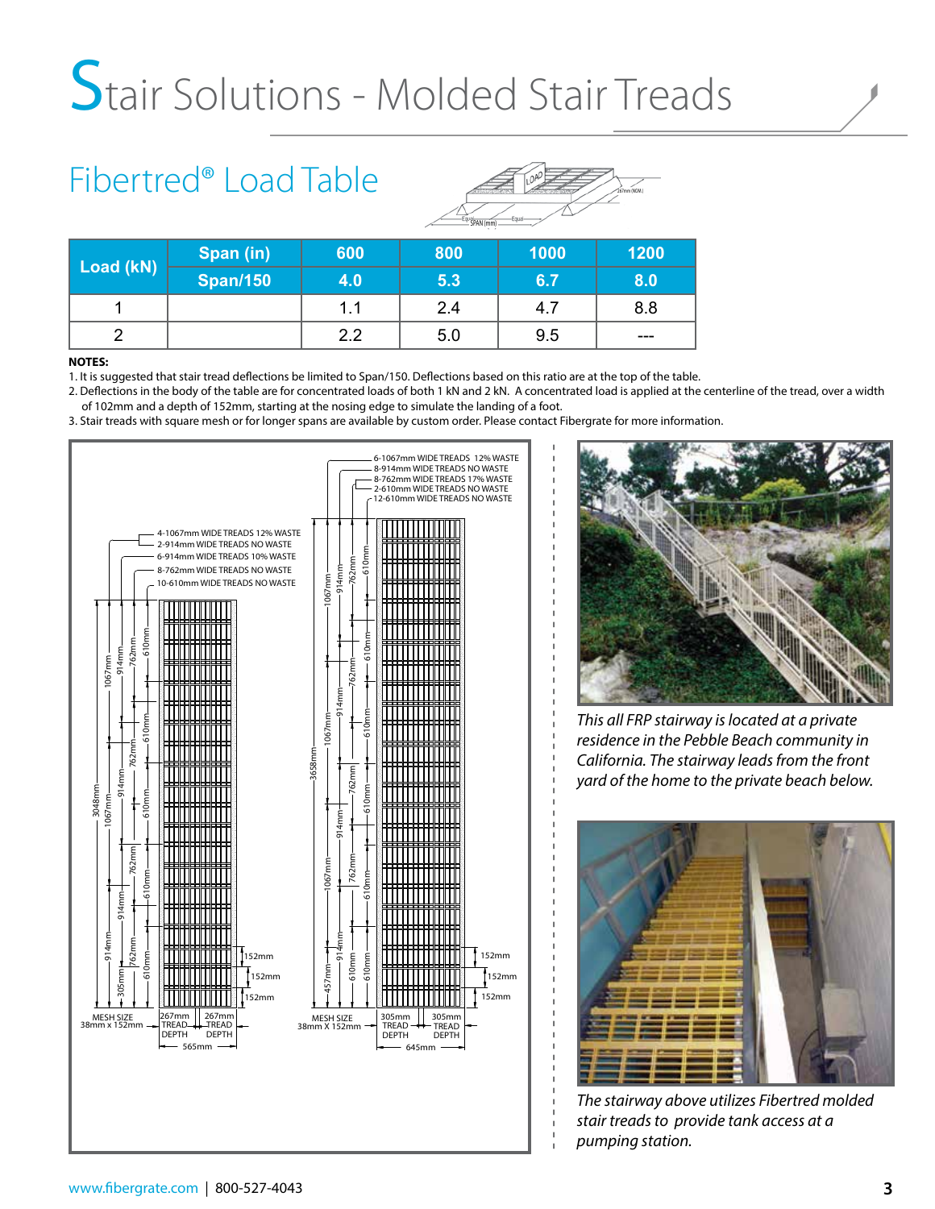# Stair Solutions - Molded Stair Treads

## Fibertred® Load Table

| Load (kN) | Span (in) | 600 | 800 | 1000 | 1200 |
|---|---|---|---|---|---|
| | Span/150 | 4.0 | 5.3 | 6.7 | 8.0 |
| 1 | | 1.1 | 2.4 | 4.7 | 8.8 |
| 2 | | 2.2 | 5.0 | 9.5 | --- |

**NOTES:**

1. It is suggested that stair tread deflections be limited to Span/150. Deflections based on this ratio are at the top of the table.
2. Deflections in the body of the table are for concentrated loads of both 1 kN and 2 kN. A concentrated load is applied at the centerline of the tread, over a width of 102mm and a depth of 152mm, starting at the nosing edge to simulate the landing of a foot.
3. Stair treads with square mesh or for longer spans are available by custom order. Please contact Fibergrate for more information.

*This all FRP stairway is located at a private residence in the Pebble Beach community in California. The stairway leads from the front yard of the home to the private beach below.*

*The stairway above utilizes Fibertred molded stair treads to provide tank access at a pumping station.*

www.fibergrate.com | 800-527-4043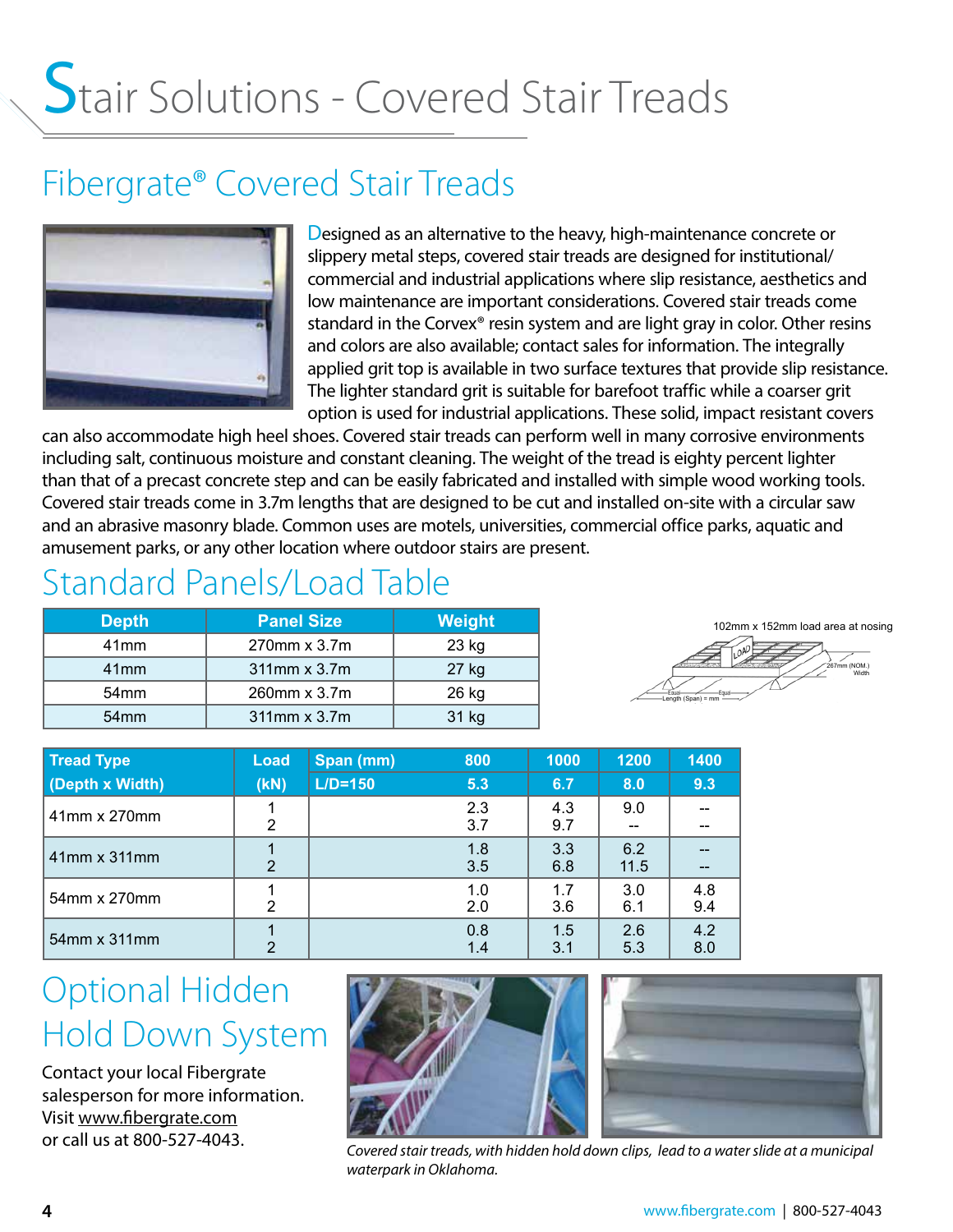# Stair Solutions - Covered Stair Treads

## Fibergrate® Covered Stair Treads

Designed as an alternative to the heavy, high-maintenance concrete or slippery metal steps, covered stair treads are designed for institutional/ commercial and industrial applications where slip resistance, aesthetics and low maintenance are important considerations. Covered stair treads come standard in the Corvex® resin system and are light gray in color. Other resins and colors are also available; contact sales for information. The integrally applied grit top is available in two surface textures that provide slip resistance. The lighter standard grit is suitable for barefoot traffic while a coarser grit option is used for industrial applications. These solid, impact resistant covers can also accommodate high heel shoes. Covered stair treads can perform well in many corrosive environments including salt, continuous moisture and constant cleaning. The weight of the tread is eighty percent lighter than that of a precast concrete step and can be easily fabricated and installed with simple wood working tools. Covered stair treads come in 3.7m lengths that are designed to be cut and installed on-site with a circular saw and an abrasive masonry blade. Common uses are motels, universities, commercial office parks, aquatic and amusement parks, or any other location where outdoor stairs are present.

## Standard Panels/Load Table

| Depth | Panel Size | Weight |
|---|---|---|
| 41mm | 270mm x 3.7m | 23 kg |
| 41mm | 311mm x 3.7m | 27 kg |
| 54mm | 260mm x 3.7m | 26 kg |
| 54mm | 311mm x 3.7m | 31 kg |

102mm x 152mm load area at nosing

| Tread Type (Depth x Width) | Load (kN) | Span (mm) L/D=150 | 800 5.3 | 1000 6.7 | 1200 8.0 | 1400 9.3 |
|---|---|---|---|---|---|---|
| 41mm x 270mm | 1 | | 2.3 | 4.3 | 9.0 | -- |
| | 2 | | 3.7 | 9.7 | -- | -- |
| 41mm x 311mm | 1 | | 1.8 | 3.3 | 6.2 | -- |
| | 2 | | 3.5 | 6.8 | 11.5 | -- |
| 54mm x 270mm | 1 | | 1.0 | 1.7 | 3.0 | 4.8 |
| | 2 | | 2.0 | 3.6 | 6.1 | 9.4 |
| 54mm x 311mm | 1 | | 0.8 | 1.5 | 2.6 | 4.2 |
| | 2 | | 1.4 | 3.1 | 5.3 | 8.0 |

## Optional Hidden Hold Down System

Contact your local Fibergrate salesperson for more information. Visit www.fibergrate.com or call us at 800-527-4043.

*Covered stair treads, with hidden hold down clips, lead to a water slide at a municipal waterpark in Oklahoma.*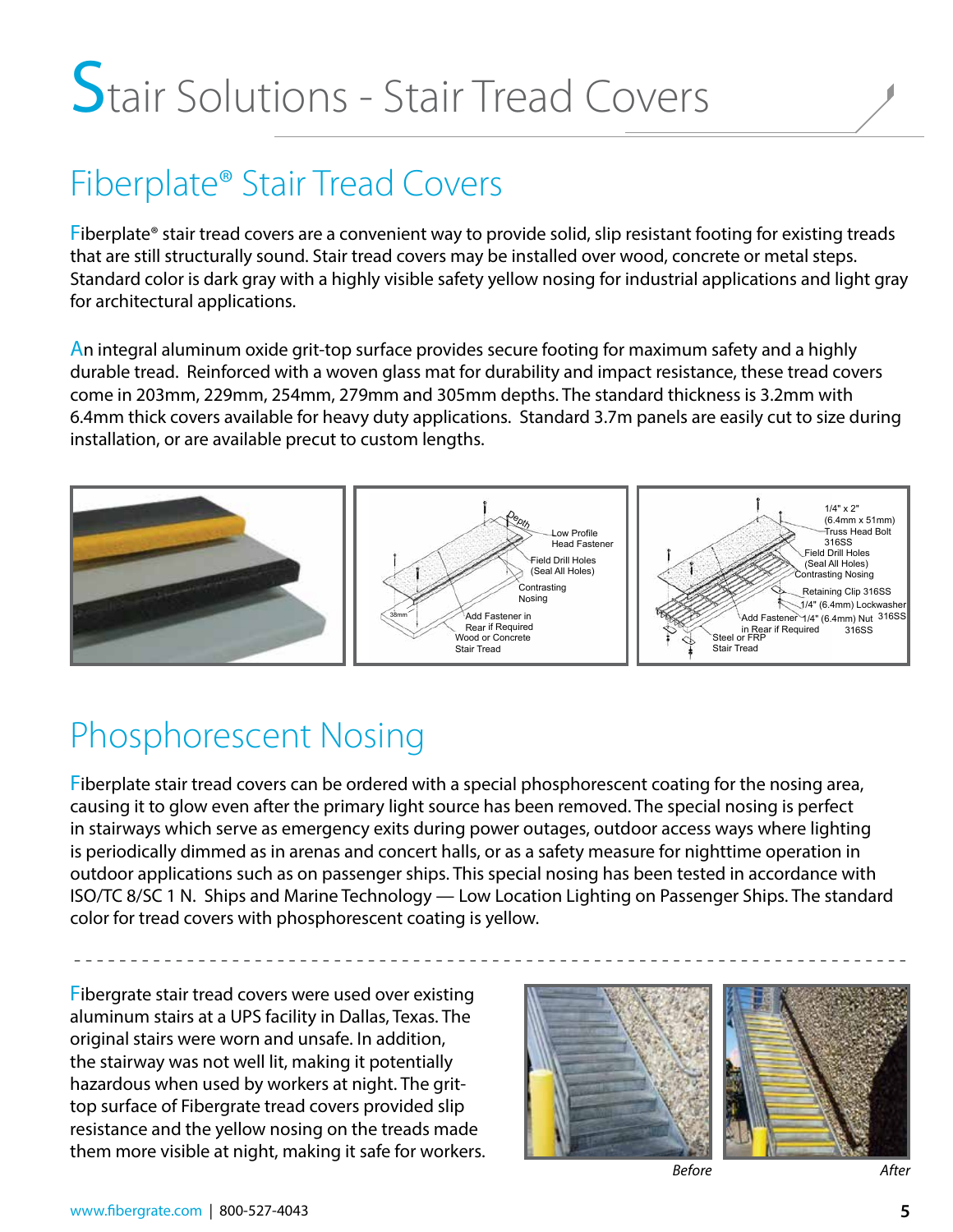# Stair Solutions - Stair Tread Covers

## Fiberplate® Stair Tread Covers

Fiberplate® stair tread covers are a convenient way to provide solid, slip resistant footing for existing treads that are still structurally sound. Stair tread covers may be installed over wood, concrete or metal steps. Standard color is dark gray with a highly visible safety yellow nosing for industrial applications and light gray for architectural applications.

An integral aluminum oxide grit-top surface provides secure footing for maximum safety and a highly durable tread. Reinforced with a woven glass mat for durability and impact resistance, these tread covers come in 203mm, 229mm, 254mm, 279mm and 305mm depths. The standard thickness is 3.2mm with 6.4mm thick covers available for heavy duty applications. Standard 3.7m panels are easily cut to size during installation, or are available precut to custom lengths.

## Phosphorescent Nosing

Fiberplate stair tread covers can be ordered with a special phosphorescent coating for the nosing area, causing it to glow even after the primary light source has been removed. The special nosing is perfect in stairways which serve as emergency exits during power outages, outdoor access ways where lighting is periodically dimmed as in arenas and concert halls, or as a safety measure for nighttime operation in outdoor applications such as on passenger ships. This special nosing has been tested in accordance with ISO/TC 8/SC 1 N. Ships and Marine Technology — Low Location Lighting on Passenger Ships. The standard color for tread covers with phosphorescent coating is yellow.

---

Fibergrate stair tread covers were used over existing aluminum stairs at a UPS facility in Dallas, Texas. The original stairs were worn and unsafe. In addition, the stairway was not well lit, making it potentially hazardous when used by workers at night. The grit-top surface of Fibergrate tread covers provided slip resistance and the yellow nosing on the treads made them more visible at night, making it safe for workers.

*Before*

*After*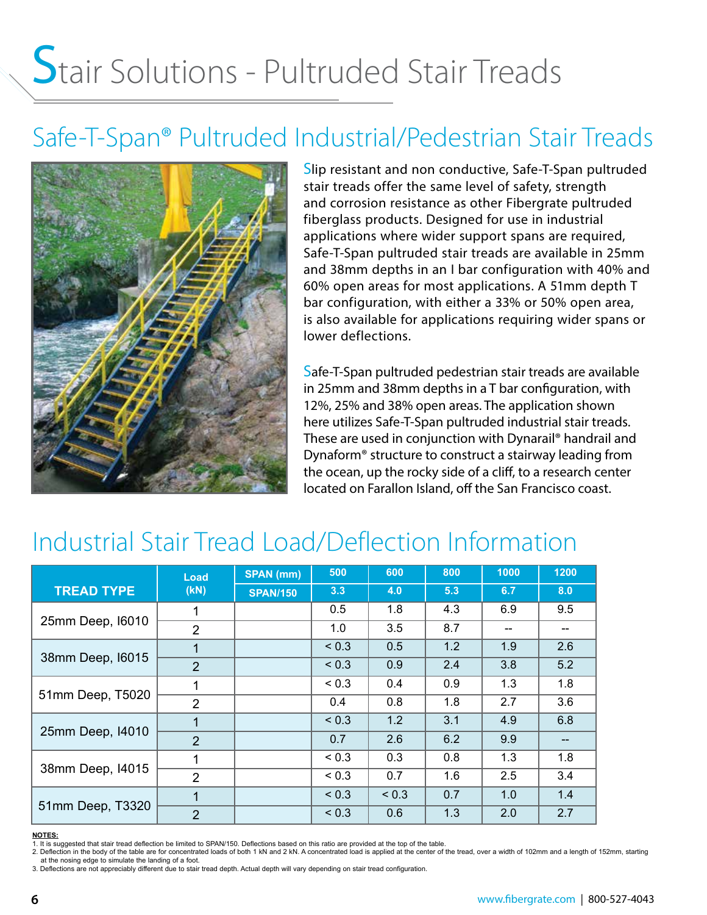# Stair Solutions - Pultruded Stair Treads

## Safe-T-Span® Pultruded Industrial/Pedestrian Stair Treads

Slip resistant and non conductive, Safe-T-Span pultruded stair treads offer the same level of safety, strength and corrosion resistance as other Fibergrate pultruded fiberglass products. Designed for use in industrial applications where wider support spans are required, Safe-T-Span pultruded stair treads are available in 25mm and 38mm depths in an I bar configuration with 40% and 60% open areas for most applications. A 51mm depth T bar configuration, with either a 33% or 50% open area, is also available for applications requiring wider spans or lower deflections.

Safe-T-Span pultruded pedestrian stair treads are available in 25mm and 38mm depths in a T bar configuration, with 12%, 25% and 38% open areas. The application shown here utilizes Safe-T-Span pultruded industrial stair treads. These are used in conjunction with Dynarail® handrail and Dynaform® structure to construct a stairway leading from the ocean, up the rocky side of a cliff, to a research center located on Farallon Island, off the San Francisco coast.

## Industrial Stair Tread Load/Deflection Information

| TREAD TYPE | Load (kN) | SPAN (mm) | 500 | 600 | 800 | 1000 | 1200 |
|---|---|---|---|---|---|---|---|
| | | SPAN/150 | 3.3 | 4.0 | 5.3 | 6.7 | 8.0 |
| 25mm Deep, I6010 | 1 | | 0.5 | 1.8 | 4.3 | 6.9 | 9.5 |
| | 2 | | 1.0 | 3.5 | 8.7 | -- | -- |
| 38mm Deep, I6015 | 1 | | < 0.3 | 0.5 | 1.2 | 1.9 | 2.6 |
| | 2 | | < 0.3 | 0.9 | 2.4 | 3.8 | 5.2 |
| 51mm Deep, T5020 | 1 | | < 0.3 | 0.4 | 0.9 | 1.3 | 1.8 |
| | 2 | | 0.4 | 0.8 | 1.8 | 2.7 | 3.6 |
| 25mm Deep, I4010 | 1 | | < 0.3 | 1.2 | 3.1 | 4.9 | 6.8 |
| | 2 | | 0.7 | 2.6 | 6.2 | 9.9 | -- |
| 38mm Deep, I4015 | 1 | | < 0.3 | 0.3 | 0.8 | 1.3 | 1.8 |
| | 2 | | < 0.3 | 0.7 | 1.6 | 2.5 | 3.4 |
| 51mm Deep, T3320 | 1 | | < 0.3 | < 0.3 | 0.7 | 1.0 | 1.4 |
| | 2 | | < 0.3 | 0.6 | 1.3 | 2.0 | 2.7 |

**NOTES:**

1. It is suggested that stair tread deflection be limited to SPAN/150. Deflections based on this ratio are provided at the top of the table.
2. Deflection in the body of the table are for concentrated loads of both 1 kN and 2 kN. A concentrated load is applied at the center of the tread, over a width of 102mm and a length of 152mm, starting at the nosing edge to simulate the landing of a foot.
3. Deflections are not appreciably different due to stair tread depth. Actual depth will vary depending on stair tread configuration.

www.fibergrate.com | 800-527-4043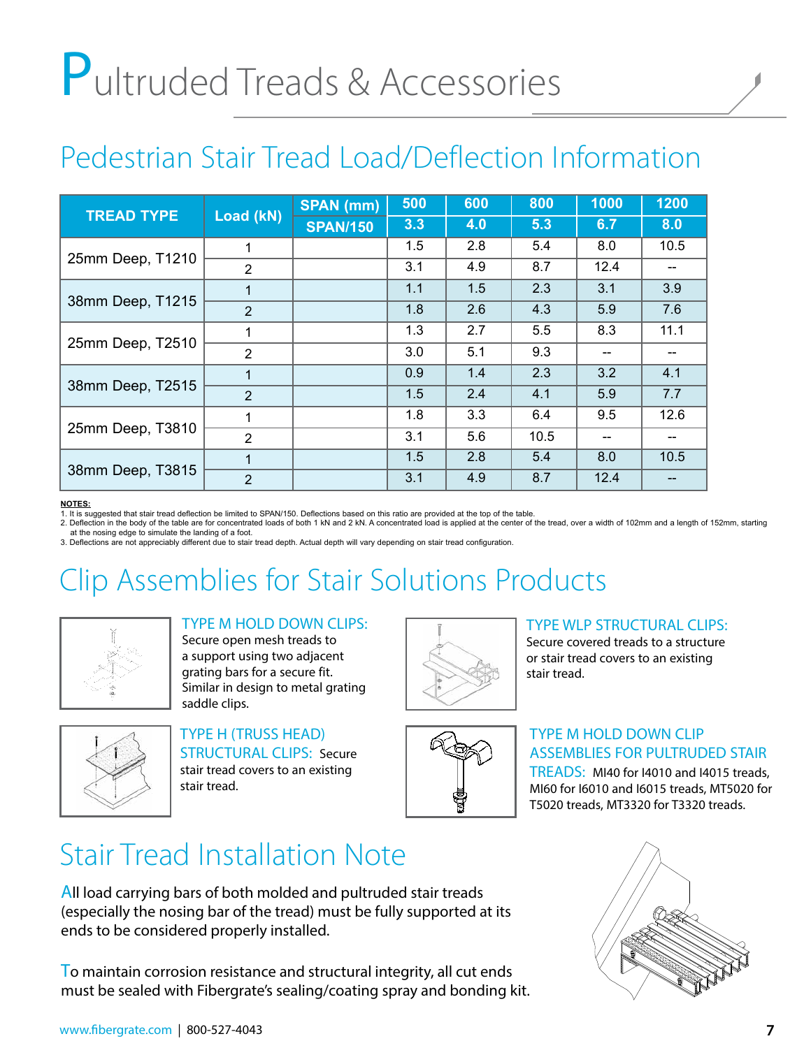# Pultruded Treads & Accessories

## Pedestrian Stair Tread Load/Deflection Information

| TREAD TYPE | Load (kN) | SPAN (mm) | 500 | 600 | 800 | 1000 | 1200 |
|---|---|---|---|---|---|---|---|
| | | SPAN/150 | 3.3 | 4.0 | 5.3 | 6.7 | 8.0 |
| 25mm Deep, T1210 | 1 | | 1.5 | 2.8 | 5.4 | 8.0 | 10.5 |
| | 2 | | 3.1 | 4.9 | 8.7 | 12.4 | -- |
| 38mm Deep, T1215 | 1 | | 1.1 | 1.5 | 2.3 | 3.1 | 3.9 |
| | 2 | | 1.8 | 2.6 | 4.3 | 5.9 | 7.6 |
| 25mm Deep, T2510 | 1 | | 1.3 | 2.7 | 5.5 | 8.3 | 11.1 |
| | 2 | | 3.0 | 5.1 | 9.3 | -- | -- |
| 38mm Deep, T2515 | 1 | | 0.9 | 1.4 | 2.3 | 3.2 | 4.1 |
| | 2 | | 1.5 | 2.4 | 4.1 | 5.9 | 7.7 |
| 25mm Deep, T3810 | 1 | | 1.8 | 3.3 | 6.4 | 9.5 | 12.6 |
| | 2 | | 3.1 | 5.6 | 10.5 | -- | -- |
| 38mm Deep, T3815 | 1 | | 1.5 | 2.8 | 5.4 | 8.0 | 10.5 |
| | 2 | | 3.1 | 4.9 | 8.7 | 12.4 | -- |

**NOTES:**
1. It is suggested that stair tread deflection be limited to SPAN/150. Deflections based on this ratio are provided at the top of the table.
2. Deflection in the body of the table are for concentrated loads of both 1 kN and 2 kN. A concentrated load is applied at the center of the tread, over a width of 102mm and a length of 152mm, starting at the nosing edge to simulate the landing of a foot.
3. Deflections are not appreciably different due to stair tread depth. Actual depth will vary depending on stair tread configuration.

## Clip Assemblies for Stair Solutions Products

**TYPE M HOLD DOWN CLIPS:** Secure open mesh treads to a support using two adjacent grating bars for a secure fit. Similar in design to metal grating saddle clips.

**TYPE H (TRUSS HEAD) STRUCTURAL CLIPS:** Secure stair tread covers to an existing stair tread.

**TYPE WLP STRUCTURAL CLIPS:** Secure covered treads to a structure or stair tread covers to an existing stair tread.

**TYPE M HOLD DOWN CLIP ASSEMBLIES FOR PULTRUDED STAIR TREADS:** MI40 for I4010 and I4015 treads, MI60 for I6010 and I6015 treads, MT5020 for T5020 treads, MT3320 for T3320 treads.

## Stair Tread Installation Note

All load carrying bars of both molded and pultruded stair treads (especially the nosing bar of the tread) must be fully supported at its ends to be considered properly installed.

To maintain corrosion resistance and structural integrity, all cut ends must be sealed with Fibergrate's sealing/coating spray and bonding kit.

www.fibergrate.com | 800-527-4043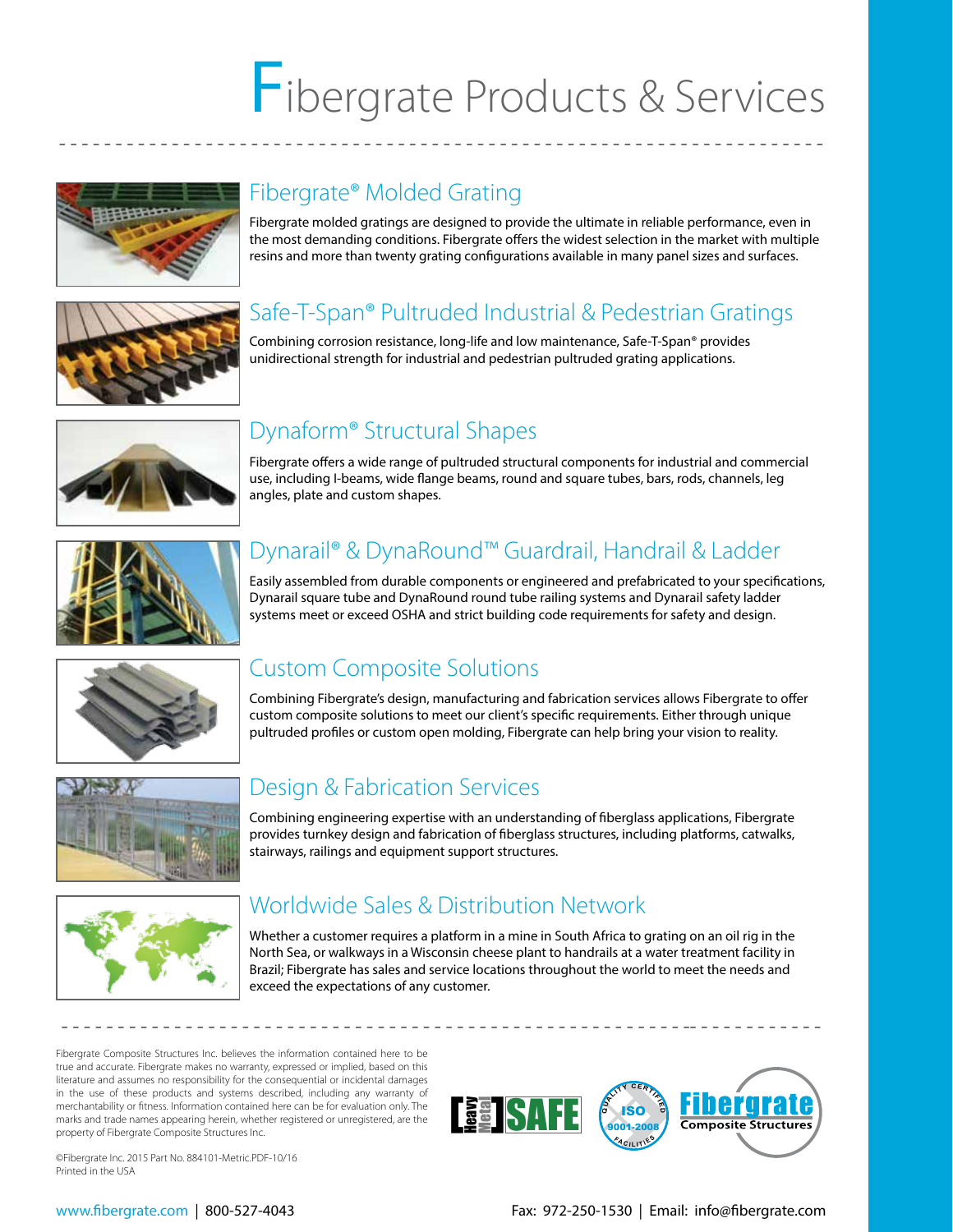# Fibergrate Products & Services

## Fibergrate® Molded Grating

Fibergrate molded gratings are designed to provide the ultimate in reliable performance, even in the most demanding conditions. Fibergrate offers the widest selection in the market with multiple resins and more than twenty grating configurations available in many panel sizes and surfaces.

## Safe-T-Span® Pultruded Industrial & Pedestrian Gratings

Combining corrosion resistance, long-life and low maintenance, Safe-T-Span® provides unidirectional strength for industrial and pedestrian pultruded grating applications.

## Dynaform® Structural Shapes

Fibergrate offers a wide range of pultruded structural components for industrial and commercial use, including I-beams, wide flange beams, round and square tubes, bars, rods, channels, leg angles, plate and custom shapes.

## Dynarail® & DynaRound™ Guardrail, Handrail & Ladder

Easily assembled from durable components or engineered and prefabricated to your specifications, Dynarail square tube and DynaRound round tube railing systems and Dynarail safety ladder systems meet or exceed OSHA and strict building code requirements for safety and design.

## Custom Composite Solutions

Combining Fibergrate's design, manufacturing and fabrication services allows Fibergrate to offer custom composite solutions to meet our client's specific requirements. Either through unique pultruded profiles or custom open molding, Fibergrate can help bring your vision to reality.

## Design & Fabrication Services

Combining engineering expertise with an understanding of fiberglass applications, Fibergrate provides turnkey design and fabrication of fiberglass structures, including platforms, catwalks, stairways, railings and equipment support structures.

## Worldwide Sales & Distribution Network

Whether a customer requires a platform in a mine in South Africa to grating on an oil rig in the North Sea, or walkways in a Wisconsin cheese plant to handrails at a water treatment facility in Brazil; Fibergrate has sales and service locations throughout the world to meet the needs and exceed the expectations of any customer.

Fibergrate Composite Structures Inc. believes the information contained here to be true and accurate. Fibergrate makes no warranty, expressed or implied, based on this literature and assumes no responsibility for the consequential or incidental damages in the use of these products and systems described, including any warranty of merchantability or fitness. Information contained here can be for evaluation only. The marks and trade names appearing herein, whether registered or unregistered, are the property of Fibergrate Composite Structures Inc.

©Fibergrate Inc. 2015 Part No. 884101-Metric.PDF-10/16
Printed in the USA

Heavy Metal SAFE

Quality Certified ISO 9001-2008 Facilities

Fibergrate Composite Structures

www.fibergrate.com | 800-527-4043

Fax: 972-250-1530 | Email: info@fibergrate.com